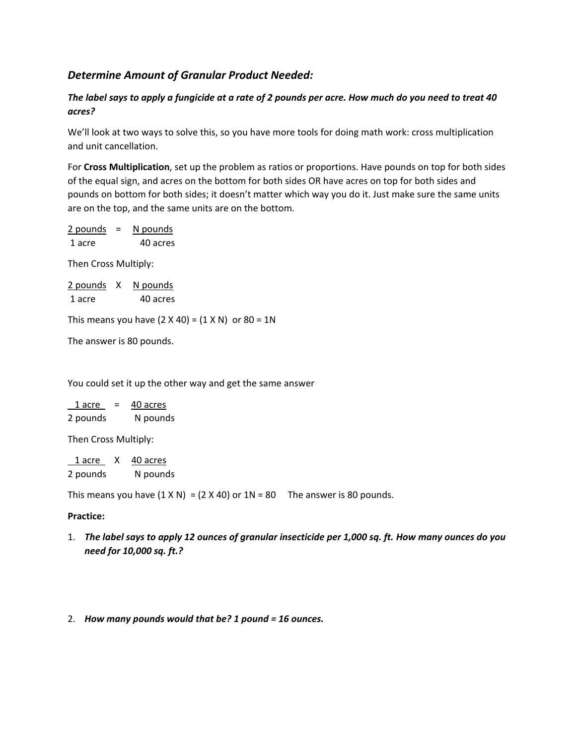## *Determine Amount of Granular Product Needed:*

***The label says to apply a fungicide at a rate of 2 pounds per acre. How much do you need to treat 40 acres?***

We'll look at two ways to solve this, so you have more tools for doing math work: cross multiplication and unit cancellation.

For **Cross Multiplication**, set up the problem as ratios or proportions. Have pounds on top for both sides of the equal sign, and acres on the bottom for both sides OR have acres on top for both sides and pounds on bottom for both sides; it doesn't matter which way you do it. Just make sure the same units are on the top, and the same units are on the bottom.

$$\frac{2 \text{ pounds}}{1 \text{ acre}} = \frac{N \text{ pounds}}{40 \text{ acres}}$$

Then Cross Multiply:

$$\frac{2 \text{ pounds}}{1 \text{ acre}} \quad X \quad \frac{N \text{ pounds}}{40 \text{ acres}}$$

This means you have (2 X 40) = (1 X N) or 80 = 1N

The answer is 80 pounds.

You could set it up the other way and get the same answer

$$\frac{1 \text{ acre}}{2 \text{ pounds}} = \frac{40 \text{ acres}}{N \text{ pounds}}$$

Then Cross Multiply:

$$\frac{1 \text{ acre}}{2 \text{ pounds}} \quad X \quad \frac{40 \text{ acres}}{N \text{ pounds}}$$

This means you have (1 X N) = (2 X 40) or 1N = 80 The answer is 80 pounds.

**Practice:**

1. ***The label says to apply 12 ounces of granular insecticide per 1,000 sq. ft. How many ounces do you need for 10,000 sq. ft.?***

2. ***How many pounds would that be? 1 pound = 16 ounces.***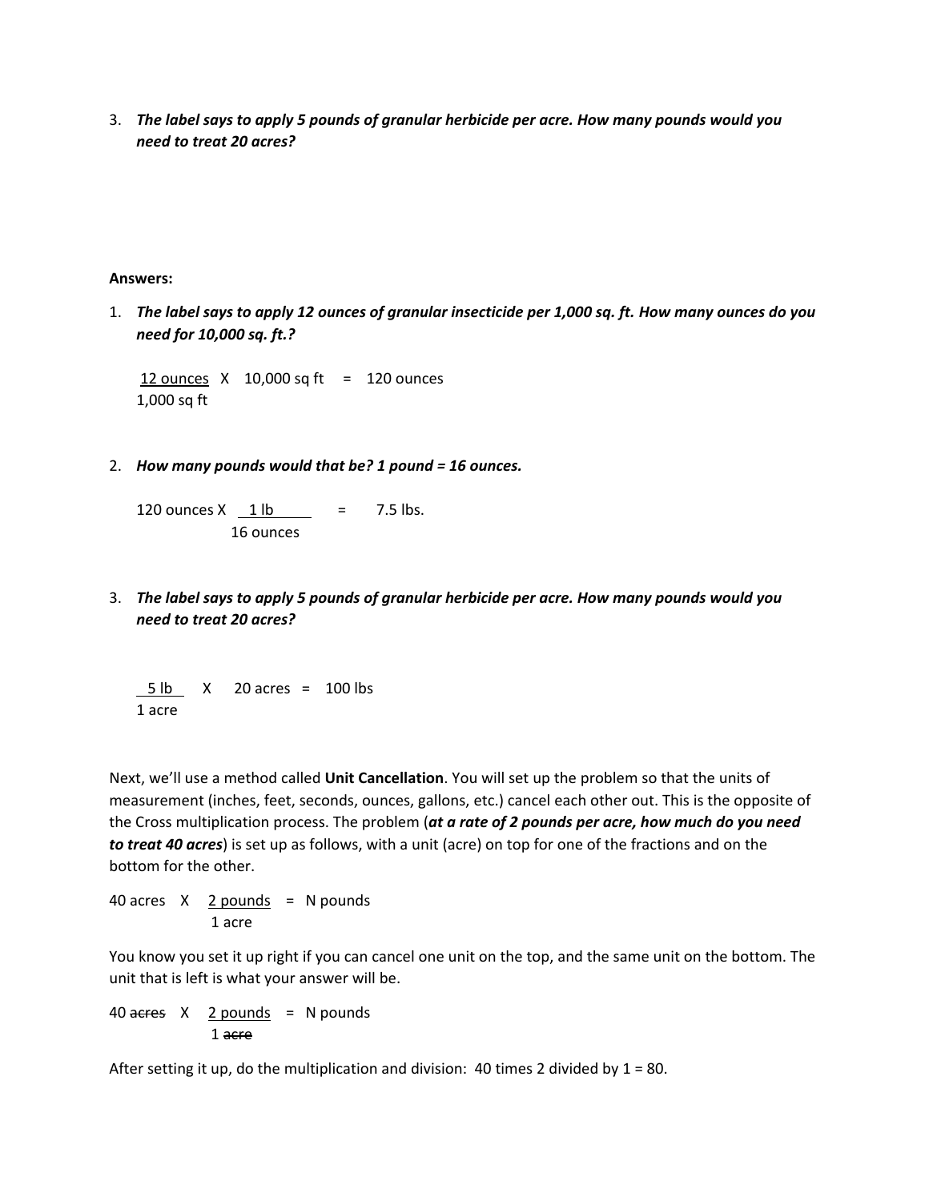3. ***The label says to apply 5 pounds of granular herbicide per acre. How many pounds would you need to treat 20 acres?***

**Answers:**

1. ***The label says to apply 12 ounces of granular insecticide per 1,000 sq. ft. How many ounces do you need for 10,000 sq. ft.?***

$$\frac{12 \text{ ounces}}{1{,}000 \text{ sq ft}} \times 10{,}000 \text{ sq ft} = 120 \text{ ounces}$$

2. ***How many pounds would that be? 1 pound = 16 ounces.***

$$120 \text{ ounces} \times \frac{1 \text{ lb}}{16 \text{ ounces}} = 7.5 \text{ lbs.}$$

3. ***The label says to apply 5 pounds of granular herbicide per acre. How many pounds would you need to treat 20 acres?***

$$\frac{5 \text{ lb}}{1 \text{ acre}} \times 20 \text{ acres} = 100 \text{ lbs}$$

Next, we'll use a method called **Unit Cancellation**. You will set up the problem so that the units of measurement (inches, feet, seconds, ounces, gallons, etc.) cancel each other out. This is the opposite of the Cross multiplication process. The problem (***at a rate of 2 pounds per acre, how much do you need to treat 40 acres***) is set up as follows, with a unit (acre) on top for one of the fractions and on the bottom for the other.

$$40 \text{ acres} \times \frac{2 \text{ pounds}}{1 \text{ acre}} = N \text{ pounds}$$

You know you set it up right if you can cancel one unit on the top, and the same unit on the bottom. The unit that is left is what your answer will be.

$$40 \cancel{\text{acres}} \times \frac{2 \text{ pounds}}{1 \cancel{\text{acre}}} = N \text{ pounds}$$

After setting it up, do the multiplication and division: 40 times 2 divided by 1 = 80.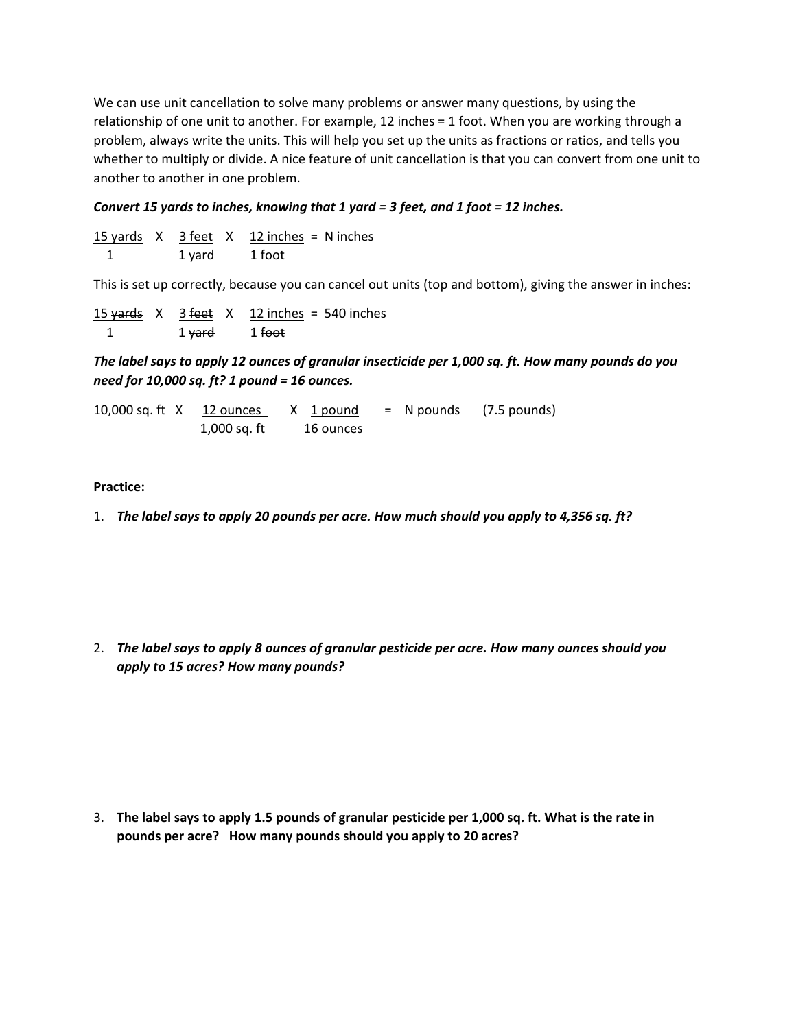We can use unit cancellation to solve many problems or answer many questions, by using the relationship of one unit to another. For example, 12 inches = 1 foot. When you are working through a problem, always write the units. This will help you set up the units as fractions or ratios, and tells you whether to multiply or divide. A nice feature of unit cancellation is that you can convert from one unit to another to another in one problem.

***Convert 15 yards to inches, knowing that 1 yard = 3 feet, and 1 foot = 12 inches.***

$$\frac{15 \text{ yards}}{1} \times \frac{3 \text{ feet}}{1 \text{ yard}} \times \frac{12 \text{ inches}}{1 \text{ foot}} = N \text{ inches}$$

This is set up correctly, because you can cancel out units (top and bottom), giving the answer in inches:

$$\frac{15 \cancel{\text{yards}}}{1} \times \frac{3 \cancel{\text{feet}}}{1 \cancel{\text{yard}}} \times \frac{12 \text{ inches}}{1 \cancel{\text{foot}}} = 540 \text{ inches}$$

***The label says to apply 12 ounces of granular insecticide per 1,000 sq. ft. How many pounds do you need for 10,000 sq. ft? 1 pound = 16 ounces.***

$$10{,}000 \text{ sq. ft} \times \frac{12 \text{ ounces}}{1{,}000 \text{ sq. ft}} \times \frac{1 \text{ pound}}{16 \text{ ounces}} = N \text{ pounds} \quad (7.5 \text{ pounds})$$

**Practice:**

1. ***The label says to apply 20 pounds per acre. How much should you apply to 4,356 sq. ft?***

2. ***The label says to apply 8 ounces of granular pesticide per acre. How many ounces should you apply to 15 acres? How many pounds?***

3. **The label says to apply 1.5 pounds of granular pesticide per 1,000 sq. ft. What is the rate in pounds per acre? How many pounds should you apply to 20 acres?**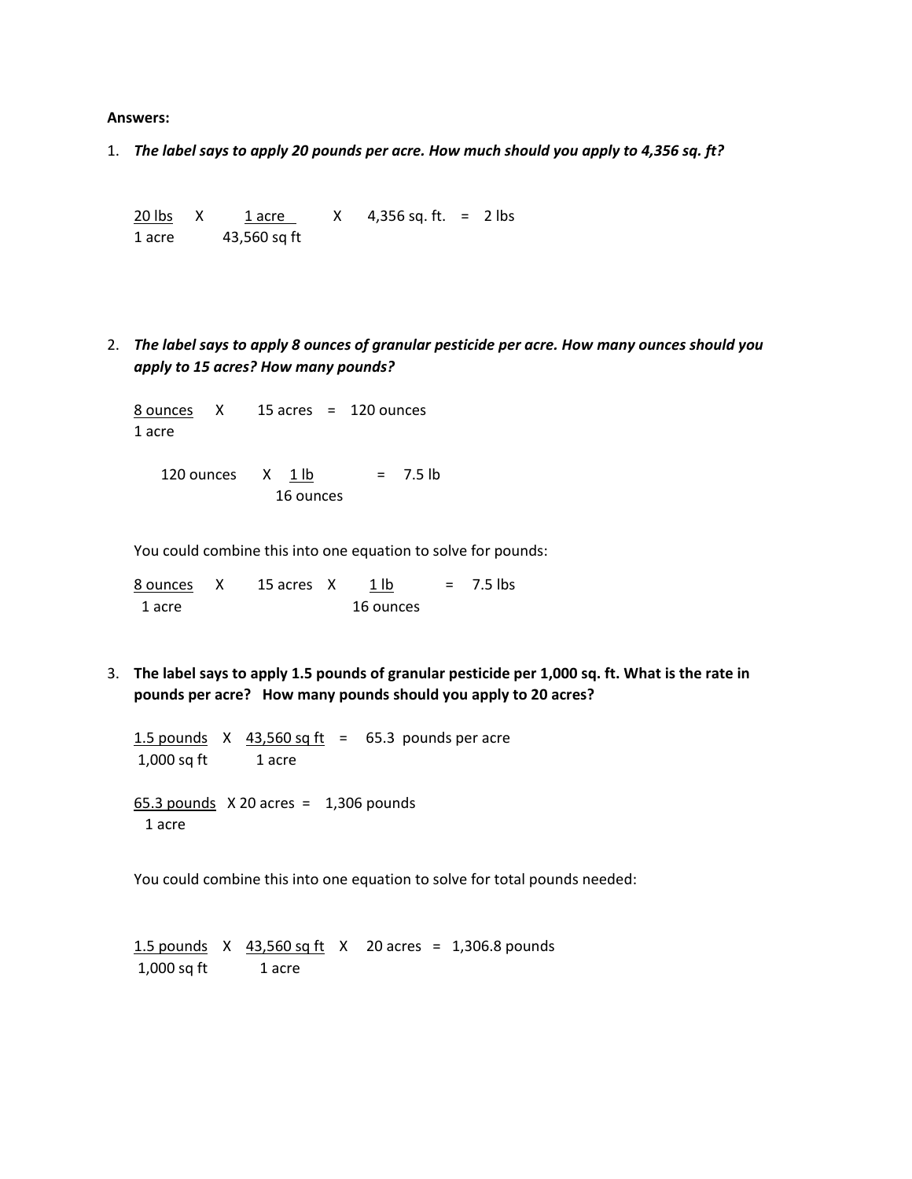**Answers:**

1. ***The label says to apply 20 pounds per acre. How much should you apply to 4,356 sq. ft?***

$$\frac{20 \text{ lbs}}{1 \text{ acre}} \times \frac{1 \text{ acre}}{43{,}560 \text{ sq ft}} \times 4{,}356 \text{ sq. ft.} = 2 \text{ lbs}$$

2. ***The label says to apply 8 ounces of granular pesticide per acre. How many ounces should you apply to 15 acres? How many pounds?***

$$\frac{8 \text{ ounces}}{1 \text{ acre}} \times 15 \text{ acres} = 120 \text{ ounces}$$

$$120 \text{ ounces} \times \frac{1 \text{ lb}}{16 \text{ ounces}} = 7.5 \text{ lb}$$

You could combine this into one equation to solve for pounds:

$$\frac{8 \text{ ounces}}{1 \text{ acre}} \times 15 \text{ acres} \times \frac{1 \text{ lb}}{16 \text{ ounces}} = 7.5 \text{ lbs}$$

3. **The label says to apply 1.5 pounds of granular pesticide per 1,000 sq. ft. What is the rate in pounds per acre? How many pounds should you apply to 20 acres?**

$$\frac{1.5 \text{ pounds}}{1{,}000 \text{ sq ft}} \times \frac{43{,}560 \text{ sq ft}}{1 \text{ acre}} = 65.3 \text{ pounds per acre}$$

$$\frac{65.3 \text{ pounds}}{1 \text{ acre}} \times 20 \text{ acres} = 1{,}306 \text{ pounds}$$

You could combine this into one equation to solve for total pounds needed:

$$\frac{1.5 \text{ pounds}}{1{,}000 \text{ sq ft}} \times \frac{43{,}560 \text{ sq ft}}{1 \text{ acre}} \times 20 \text{ acres} = 1{,}306.8 \text{ pounds}$$